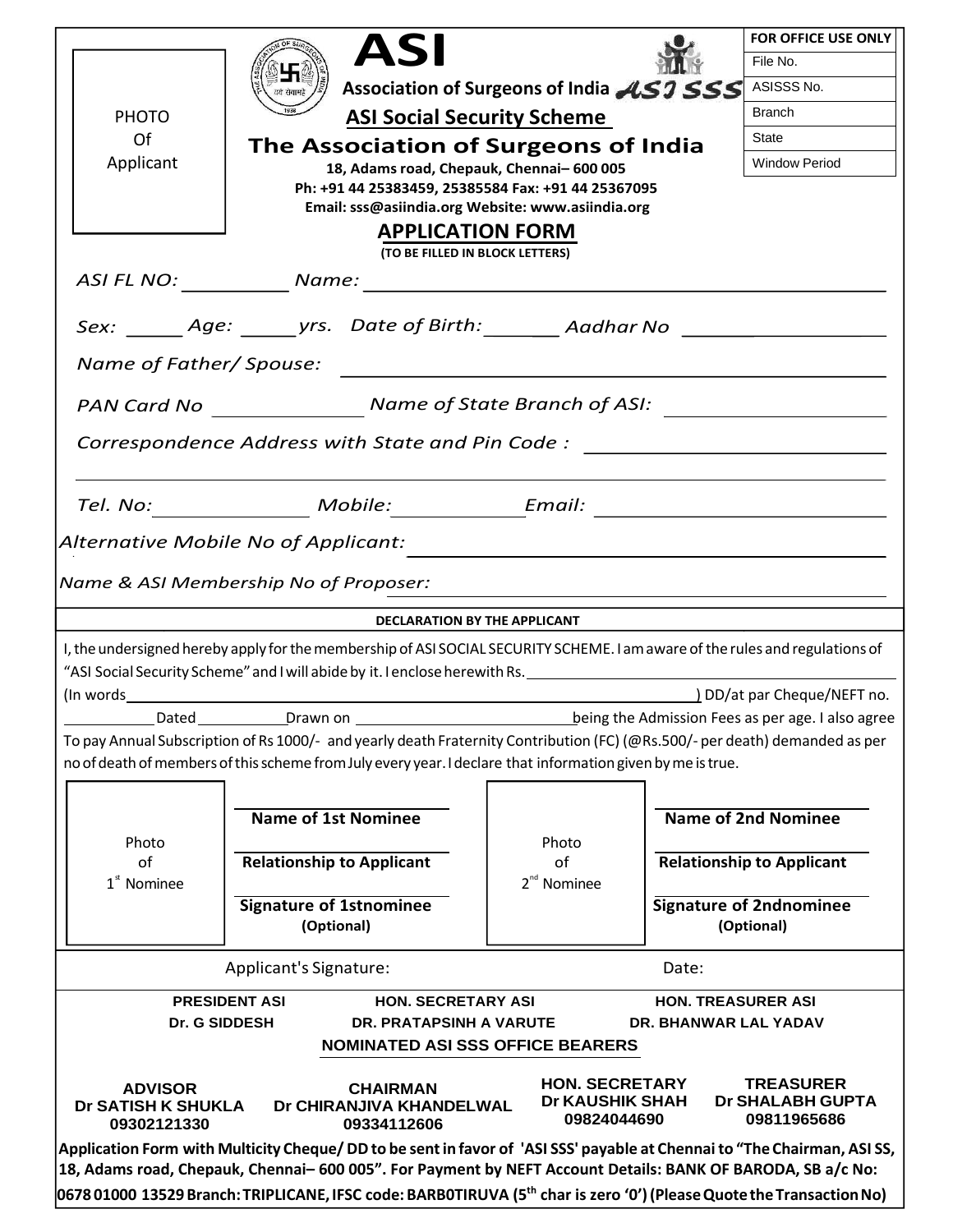PHOTO Of Applicant

# ASI

**Association of Surgeons of India** ASI SSS

**ASI Social Security Scheme**

## The Association of Surgeons of India

**18, Adams road, Chepauk, Chennai– 600 005**
**Ph: +91 44 25383459, 25385584 Fax: +91 44 25367095**
**Email: sss@asiindia.org Website: www.asiindia.org**

| FOR OFFICE USE ONLY |
| --- |
| File No. |
| ASISSS No. |
| Branch |
| State |
| Window Period |

## APPLICATION FORM

**(TO BE FILLED IN BLOCK LETTERS)**

*ASI FL NO:* __________ *Name:* ______________________________

*Sex:* _____ *Age:* _____ *yrs. Date of Birth:* _______ *Aadhar No* ______________

*Name of Father/ Spouse:* ______________________________

*PAN Card No* ______________ *Name of State Branch of ASI:* ______________

*Correspondence Address with State and Pin Code :* ______________________________

______________________________________________________________

*Tel. No:* ______________ *Mobile:* ____________ *Email:* ______________

*Alternative Mobile No of Applicant:* ______________________________

*Name & ASI Membership No of Proposer:* ______________________________

**DECLARATION BY THE APPLICANT**

I, the undersigned hereby apply for the membership of ASI SOCIAL SECURITY SCHEME. I am aware of the rules and regulations of "ASI Social Security Scheme" and I will abide by it. I enclose herewith Rs. ______________________________
(In words ______________________________) DD/at par Cheque/NEFT no. __________ Dated __________ Drawn on ______________ being the Admission Fees as per age. I also agree To pay Annual Subscription of Rs 1000/- and yearly death Fraternity Contribution (FC) (@Rs.500/- per death) demanded as per no of death of members of this scheme from July every year. I declare that information given by me is true.

| Photo of 1st Nominee | **Name of 1st Nominee** | Photo of 2nd Nominee | **Name of 2nd Nominee** |
| --- | --- | --- | --- |
| | **Relationship to Applicant** | | **Relationship to Applicant** |
| | **Signature of 1stnominee (Optional)** | | **Signature of 2ndnominee (Optional)** |

Applicant's Signature: &nbsp;&nbsp;&nbsp;&nbsp;&nbsp;&nbsp;&nbsp;&nbsp; Date:

| PRESIDENT ASI | HON. SECRETARY ASI | HON. TREASURER ASI |
| --- | --- | --- |
| Dr. G SIDDESH | DR. PRATAPSINH A VARUTE | DR. BHANWAR LAL YADAV |

**NOMINATED ASI SSS OFFICE BEARERS**

| ADVISOR | CHAIRMAN | HON. SECRETARY | TREASURER |
| --- | --- | --- | --- |
| Dr SATISH K SHUKLA | Dr CHIRANJIVA KHANDELWAL | Dr KAUSHIK SHAH | Dr SHALABH GUPTA |
| 09302121330 | 09334112606 | 09824044690 | 09811965686 |

**Application Form with Multicity Cheque/ DD to be sent in favor of 'ASI SSS' payable at Chennai to "The Chairman, ASI SS, 18, Adams road, Chepauk, Chennai– 600 005". For Payment by NEFT Account Details: BANK OF BARODA, SB a/c No: 0678 01000 13529 Branch: TRIPLICANE, IFSC code: BARB0TIRUVA (5th char is zero '0') (Please Quote the Transaction No)**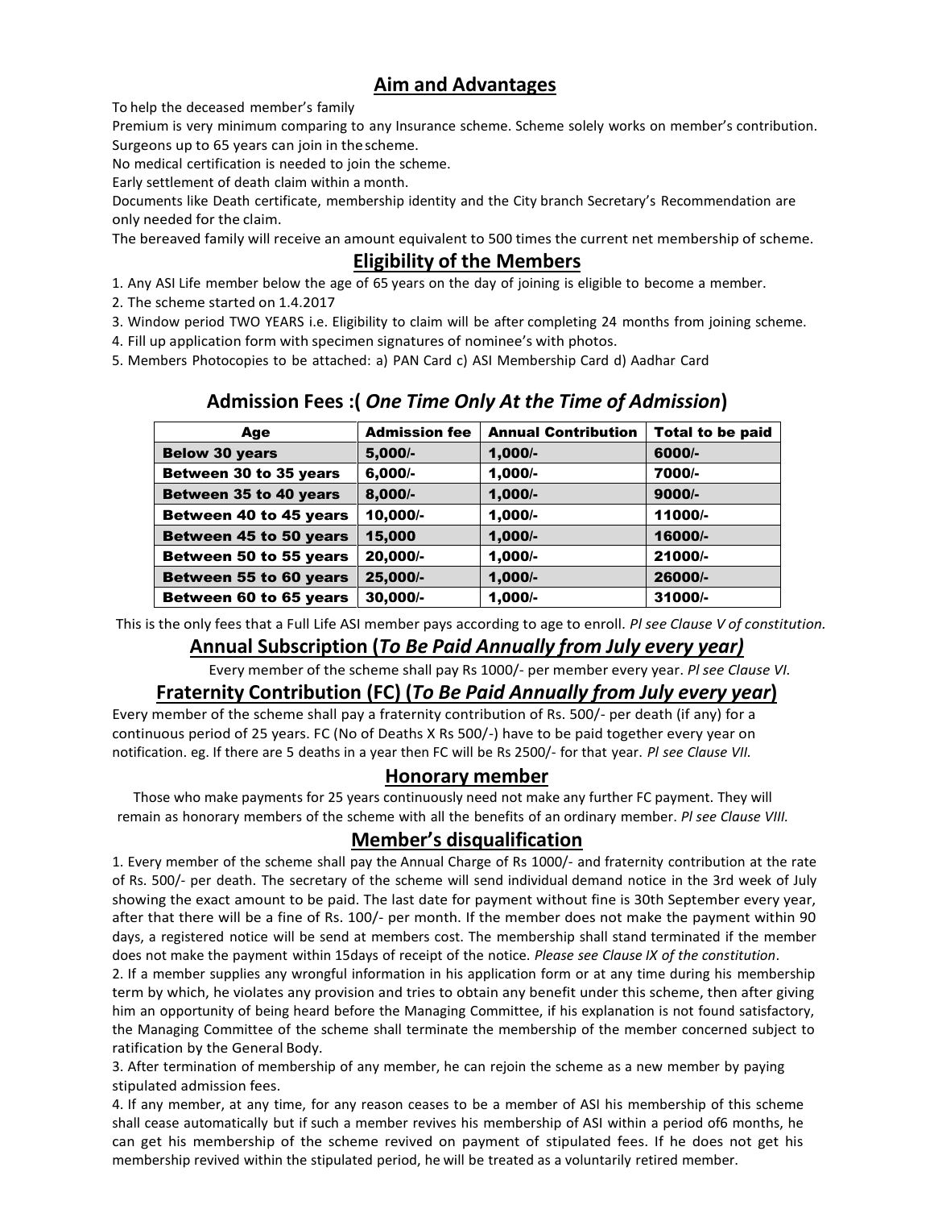## Aim and Advantages

To help the deceased member's family

Premium is very minimum comparing to any Insurance scheme. Scheme solely works on member's contribution.

Surgeons up to 65 years can join in the scheme.

No medical certification is needed to join the scheme.

Early settlement of death claim within a month.

Documents like Death certificate, membership identity and the City branch Secretary's Recommendation are only needed for the claim.

The bereaved family will receive an amount equivalent to 500 times the current net membership of scheme.

## Eligibility of the Members

1. Any ASI Life member below the age of 65 years on the day of joining is eligible to become a member.
2. The scheme started on 1.4.2017
3. Window period TWO YEARS i.e. Eligibility to claim will be after completing 24 months from joining scheme.
4. Fill up application form with specimen signatures of nominee's with photos.
5. Members Photocopies to be attached: a) PAN Card c) ASI Membership Card d) Aadhar Card

## Admission Fees :( *One Time Only At the Time of Admission*)

| Age | Admission fee | Annual Contribution | Total to be paid |
|---|---|---|---|
| **Below 30 years** | **5,000/-** | **1,000/-** | **6000/-** |
| **Between 30 to 35 years** | **6,000/-** | **1,000/-** | **7000/-** |
| **Between 35 to 40 years** | **8,000/-** | **1,000/-** | **9000/-** |
| **Between 40 to 45 years** | **10,000/-** | **1,000/-** | **11000/-** |
| **Between 45 to 50 years** | **15,000** | **1,000/-** | **16000/-** |
| **Between 50 to 55 years** | **20,000/-** | **1,000/-** | **21000/-** |
| **Between 55 to 60 years** | **25,000/-** | **1,000/-** | **26000/-** |
| **Between 60 to 65 years** | **30,000/-** | **1,000/-** | **31000/-** |

This is the only fees that a Full Life ASI member pays according to age to enroll. *Pl see Clause V of constitution.*

## Annual Subscription (*To Be Paid Annually from July every year)*

Every member of the scheme shall pay Rs 1000/- per member every year. *Pl see Clause VI.*

## Fraternity Contribution (FC) (*To Be Paid Annually from July every year*)

Every member of the scheme shall pay a fraternity contribution of Rs. 500/- per death (if any) for a continuous period of 25 years. FC (No of Deaths X Rs 500/-) have to be paid together every year on notification. eg. If there are 5 deaths in a year then FC will be Rs 2500/- for that year. *Pl see Clause VII.*

## Honorary member

Those who make payments for 25 years continuously need not make any further FC payment. They will remain as honorary members of the scheme with all the benefits of an ordinary member. *Pl see Clause VIII.*

## Member's disqualification

1. Every member of the scheme shall pay the Annual Charge of Rs 1000/- and fraternity contribution at the rate of Rs. 500/- per death. The secretary of the scheme will send individual demand notice in the 3rd week of July showing the exact amount to be paid. The last date for payment without fine is 30th September every year, after that there will be a fine of Rs. 100/- per month. If the member does not make the payment within 90 days, a registered notice will be send at members cost. The membership shall stand terminated if the member does not make the payment within 15days of receipt of the notice. *Please see Clause IX of the constitution*.
2. If a member supplies any wrongful information in his application form or at any time during his membership term by which, he violates any provision and tries to obtain any benefit under this scheme, then after giving him an opportunity of being heard before the Managing Committee, if his explanation is not found satisfactory, the Managing Committee of the scheme shall terminate the membership of the member concerned subject to ratification by the General Body.
3. After termination of membership of any member, he can rejoin the scheme as a new member by paying stipulated admission fees.
4. If any member, at any time, for any reason ceases to be a member of ASI his membership of this scheme shall cease automatically but if such a member revives his membership of ASI within a period of6 months, he can get his membership of the scheme revived on payment of stipulated fees. If he does not get his membership revived within the stipulated period, he will be treated as a voluntarily retired member.